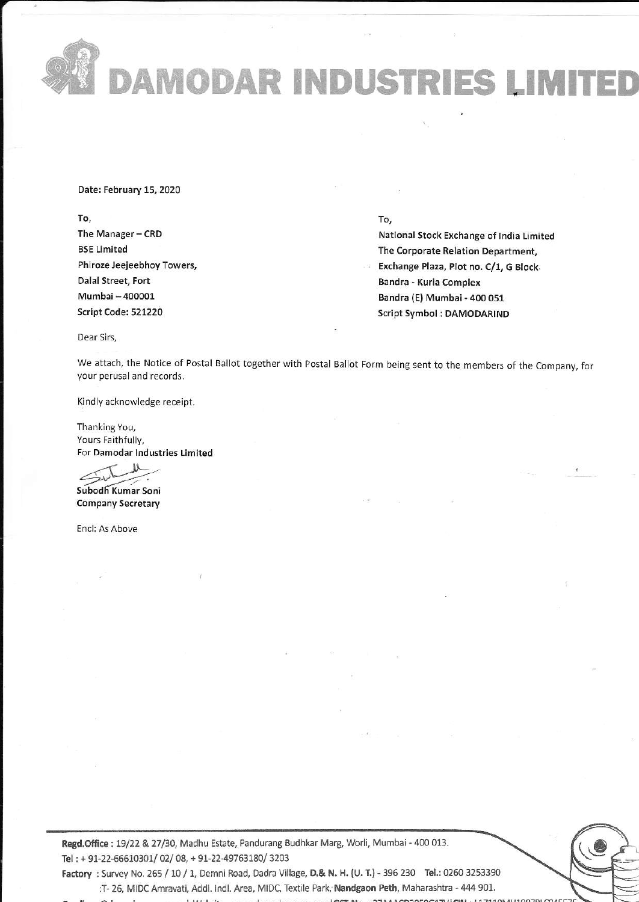# DAMODAR INDUSTRIES LIMITED

Date: February 15, 2020

To,
The Manager – CRD
BSE Limited
Phiroze Jeejeebhoy Towers,
Dalal Street, Fort
Mumbai – 400001
Script Code: 521220

To,
National Stock Exchange of India Limited
The Corporate Relation Department,
Exchange Plaza, Plot no. C/1, G Block
Bandra - Kurla Complex
Bandra (E) Mumbai - 400 051
Script Symbol : DAMODARIND

Dear Sirs,

We attach, the Notice of Postal Ballot together with Postal Ballot Form being sent to the members of the Company, for your perusal and records.

Kindly acknowledge receipt.

Thanking You,
Yours Faithfully,
For **Damodar Industries Limited**

**Subodh Kumar Soni**
**Company Secretary**

Encl: As Above

**Regd.Office** : 19/22 & 27/30, Madhu Estate, Pandurang Budhkar Marg, Worli, Mumbai - 400 013.
Tel : + 91-22-66610301/ 02/ 08, + 91-22-49763180/ 3203
**Factory** : Survey No. 265 / 10 / 1, Demni Road, Dadra Village, **D.& N. H. (U. T.)** - 396 230 **Tel.:** 0260 3253390
:T- 26, MIDC Amravati, Addl. Indl. Area, MIDC, Textile Park, **Nandgaon Peth**, Maharashtra - 444 901.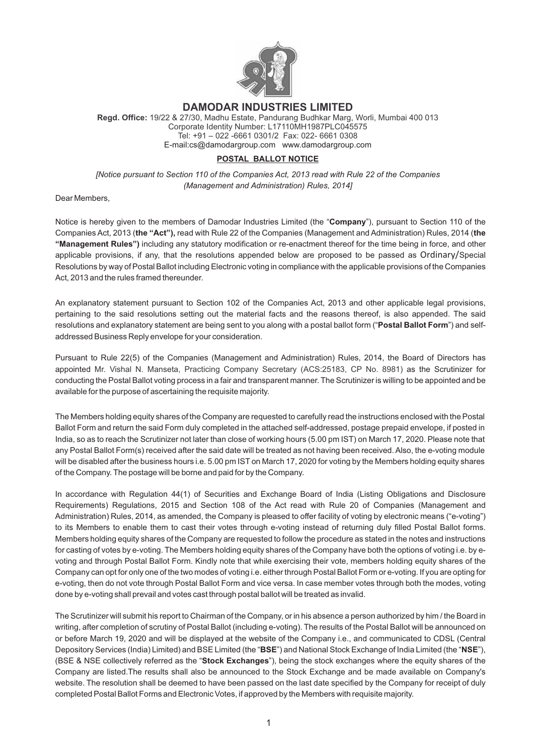# DAMODAR INDUSTRIES LIMITED

**Regd. Office:** 19/22 & 27/30, Madhu Estate, Pandurang Budhkar Marg, Worli, Mumbai 400 013
Corporate Identity Number: L17110MH1987PLC045575
Tel: +91 – 022 -6661 0301/2 Fax: 022- 6661 0308
E-mail:cs@damodargroup.com www.damodargroup.com

## POSTAL BALLOT NOTICE

*[Notice pursuant to Section 110 of the Companies Act, 2013 read with Rule 22 of the Companies (Management and Administration) Rules, 2014]*

Dear Members,

Notice is hereby given to the members of Damodar Industries Limited (the "**Company**"), pursuant to Section 110 of the Companies Act, 2013 (**the "Act"),** read with Rule 22 of the Companies (Management and Administration) Rules, 2014 (**the "Management Rules")** including any statutory modification or re-enactment thereof for the time being in force, and other applicable provisions, if any, that the resolutions appended below are proposed to be passed as Ordinary/Special Resolutions by way of Postal Ballot including Electronic voting in compliance with the applicable provisions of the Companies Act, 2013 and the rules framed thereunder.

An explanatory statement pursuant to Section 102 of the Companies Act, 2013 and other applicable legal provisions, pertaining to the said resolutions setting out the material facts and the reasons thereof, is also appended. The said resolutions and explanatory statement are being sent to you along with a postal ballot form ("**Postal Ballot Form**") and self-addressed Business Reply envelope for your consideration.

Pursuant to Rule 22(5) of the Companies (Management and Administration) Rules, 2014, the Board of Directors has appointed Mr. Vishal N. Manseta, Practicing Company Secretary (ACS:25183, CP No. 8981) as the Scrutinizer for conducting the Postal Ballot voting process in a fair and transparent manner. The Scrutinizer is willing to be appointed and be available for the purpose of ascertaining the requisite majority.

The Members holding equity shares of the Company are requested to carefully read the instructions enclosed with the Postal Ballot Form and return the said Form duly completed in the attached self-addressed, postage prepaid envelope, if posted in India, so as to reach the Scrutinizer not later than close of working hours (5.00 pm IST) on March 17, 2020. Please note that any Postal Ballot Form(s) received after the said date will be treated as not having been received. Also, the e-voting module will be disabled after the business hours i.e. 5.00 pm IST on March 17, 2020 for voting by the Members holding equity shares of the Company. The postage will be borne and paid for by the Company.

In accordance with Regulation 44(1) of Securities and Exchange Board of India (Listing Obligations and Disclosure Requirements) Regulations, 2015 and Section 108 of the Act read with Rule 20 of Companies (Management and Administration) Rules, 2014, as amended, the Company is pleased to offer facility of voting by electronic means ("e-voting") to its Members to enable them to cast their votes through e-voting instead of returning duly filled Postal Ballot forms. Members holding equity shares of the Company are requested to follow the procedure as stated in the notes and instructions for casting of votes by e-voting. The Members holding equity shares of the Company have both the options of voting i.e. by e-voting and through Postal Ballot Form. Kindly note that while exercising their vote, members holding equity shares of the Company can opt for only one of the two modes of voting i.e. either through Postal Ballot Form or e-voting. If you are opting for e-voting, then do not vote through Postal Ballot Form and vice versa. In case member votes through both the modes, voting done by e-voting shall prevail and votes cast through postal ballot will be treated as invalid.

The Scrutinizer will submit his report to Chairman of the Company, or in his absence a person authorized by him / the Board in writing, after completion of scrutiny of Postal Ballot (including e-voting). The results of the Postal Ballot will be announced on or before March 19, 2020 and will be displayed at the website of the Company i.e., and communicated to CDSL (Central Depository Services (India) Limited) and BSE Limited (the "**BSE**") and National Stock Exchange of India Limited (the "**NSE**"), (BSE & NSE collectively referred as the "**Stock Exchanges**"), being the stock exchanges where the equity shares of the Company are listed.The results shall also be announced to the Stock Exchange and be made available on Company's website. The resolution shall be deemed to have been passed on the last date specified by the Company for receipt of duly completed Postal Ballot Forms and Electronic Votes, if approved by the Members with requisite majority.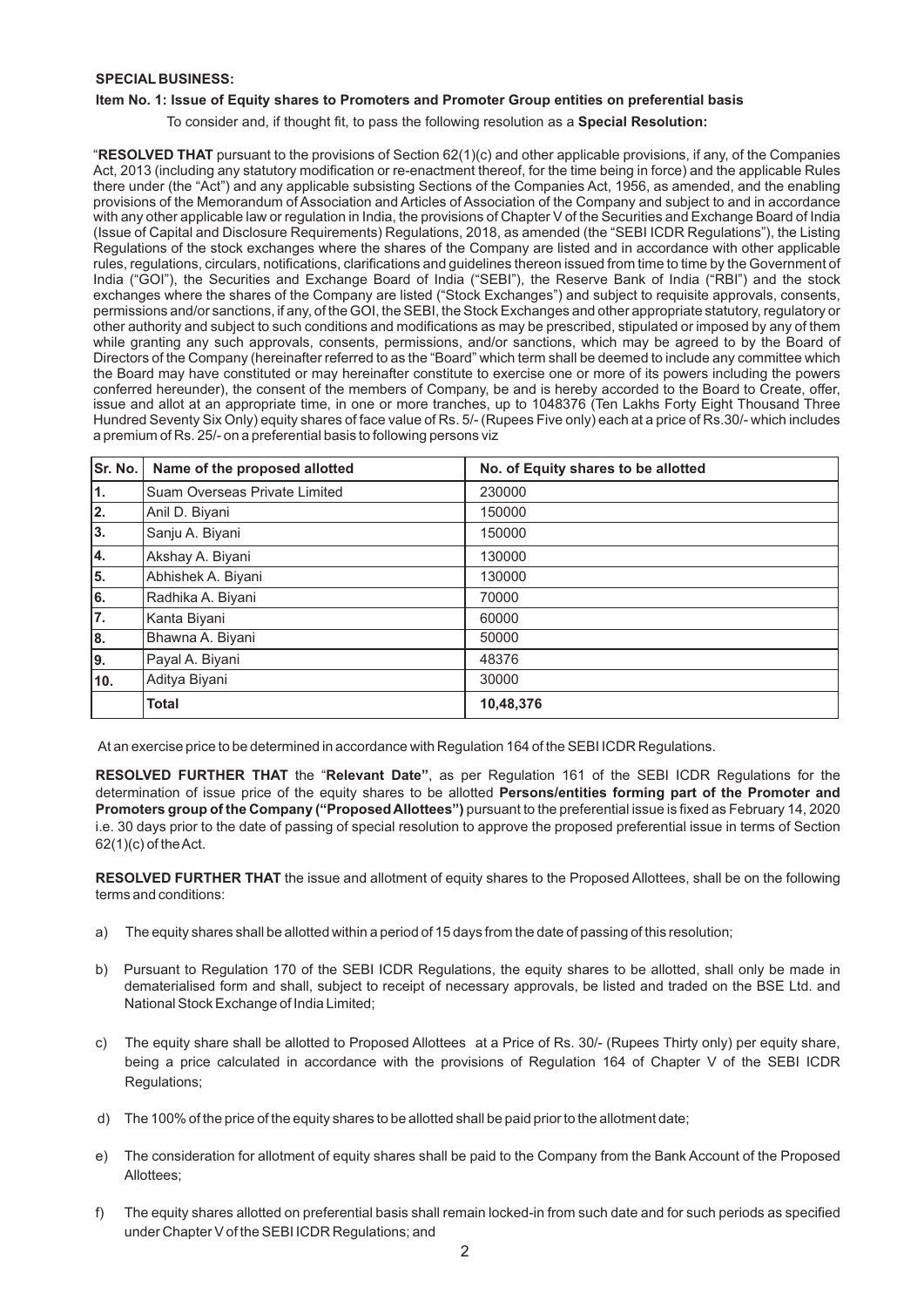**SPECIAL BUSINESS:**

**Item No. 1: Issue of Equity shares to Promoters and Promoter Group entities on preferential basis**

To consider and, if thought fit, to pass the following resolution as a **Special Resolution:**

"**RESOLVED THAT** pursuant to the provisions of Section 62(1)(c) and other applicable provisions, if any, of the Companies Act, 2013 (including any statutory modification or re-enactment thereof, for the time being in force) and the applicable Rules there under (the "Act") and any applicable subsisting Sections of the Companies Act, 1956, as amended, and the enabling provisions of the Memorandum of Association and Articles of Association of the Company and subject to and in accordance with any other applicable law or regulation in India, the provisions of Chapter V of the Securities and Exchange Board of India (Issue of Capital and Disclosure Requirements) Regulations, 2018, as amended (the "SEBI ICDR Regulations"), the Listing Regulations of the stock exchanges where the shares of the Company are listed and in accordance with other applicable rules, regulations, circulars, notifications, clarifications and guidelines thereon issued from time to time by the Government of India ("GOI"), the Securities and Exchange Board of India ("SEBI"), the Reserve Bank of India ("RBI") and the stock exchanges where the shares of the Company are listed ("Stock Exchanges") and subject to requisite approvals, consents, permissions and/or sanctions, if any, of the GOI, the SEBI, the Stock Exchanges and other appropriate statutory, regulatory or other authority and subject to such conditions and modifications as may be prescribed, stipulated or imposed by any of them while granting any such approvals, consents, permissions, and/or sanctions, which may be agreed to by the Board of Directors of the Company (hereinafter referred to as the "Board" which term shall be deemed to include any committee which the Board may have constituted or may hereinafter constitute to exercise one or more of its powers including the powers conferred hereunder), the consent of the members of Company, be and is hereby accorded to the Board to Create, offer, issue and allot at an appropriate time, in one or more tranches, up to 1048376 (Ten Lakhs Forty Eight Thousand Three Hundred Seventy Six Only) equity shares of face value of Rs. 5/- (Rupees Five only) each at a price of Rs.30/- which includes a premium of Rs. 25/- on a preferential basis to following persons viz

| Sr. No. | Name of the proposed allotted | No. of Equity shares to be allotted |
|---|---|---|
| 1. | Suam Overseas Private Limited | 230000 |
| 2. | Anil D. Biyani | 150000 |
| 3. | Sanju A. Biyani | 150000 |
| 4. | Akshay A. Biyani | 130000 |
| 5. | Abhishek A. Biyani | 130000 |
| 6. | Radhika A. Biyani | 70000 |
| 7. | Kanta Biyani | 60000 |
| 8. | Bhawna A. Biyani | 50000 |
| 9. | Payal A. Biyani | 48376 |
| 10. | Aditya Biyani | 30000 |
| | **Total** | **10,48,376** |

At an exercise price to be determined in accordance with Regulation 164 of the SEBI ICDR Regulations.

**RESOLVED FURTHER THAT** the "**Relevant Date"**, as per Regulation 161 of the SEBI ICDR Regulations for the determination of issue price of the equity shares to be allotted **Persons/entities forming part of the Promoter and Promoters group of the Company ("Proposed Allottees")** pursuant to the preferential issue is fixed as February 14, 2020 i.e. 30 days prior to the date of passing of special resolution to approve the proposed preferential issue in terms of Section 62(1)(c) of the Act.

**RESOLVED FURTHER THAT** the issue and allotment of equity shares to the Proposed Allottees, shall be on the following terms and conditions:

a) The equity shares shall be allotted within a period of 15 days from the date of passing of this resolution;

b) Pursuant to Regulation 170 of the SEBI ICDR Regulations, the equity shares to be allotted, shall only be made in dematerialised form and shall, subject to receipt of necessary approvals, be listed and traded on the BSE Ltd. and National Stock Exchange of India Limited;

c) The equity share shall be allotted to Proposed Allottees at a Price of Rs. 30/- (Rupees Thirty only) per equity share, being a price calculated in accordance with the provisions of Regulation 164 of Chapter V of the SEBI ICDR Regulations;

d) The 100% of the price of the equity shares to be allotted shall be paid prior to the allotment date;

e) The consideration for allotment of equity shares shall be paid to the Company from the Bank Account of the Proposed Allottees;

f) The equity shares allotted on preferential basis shall remain locked-in from such date and for such periods as specified under Chapter V of the SEBI ICDR Regulations; and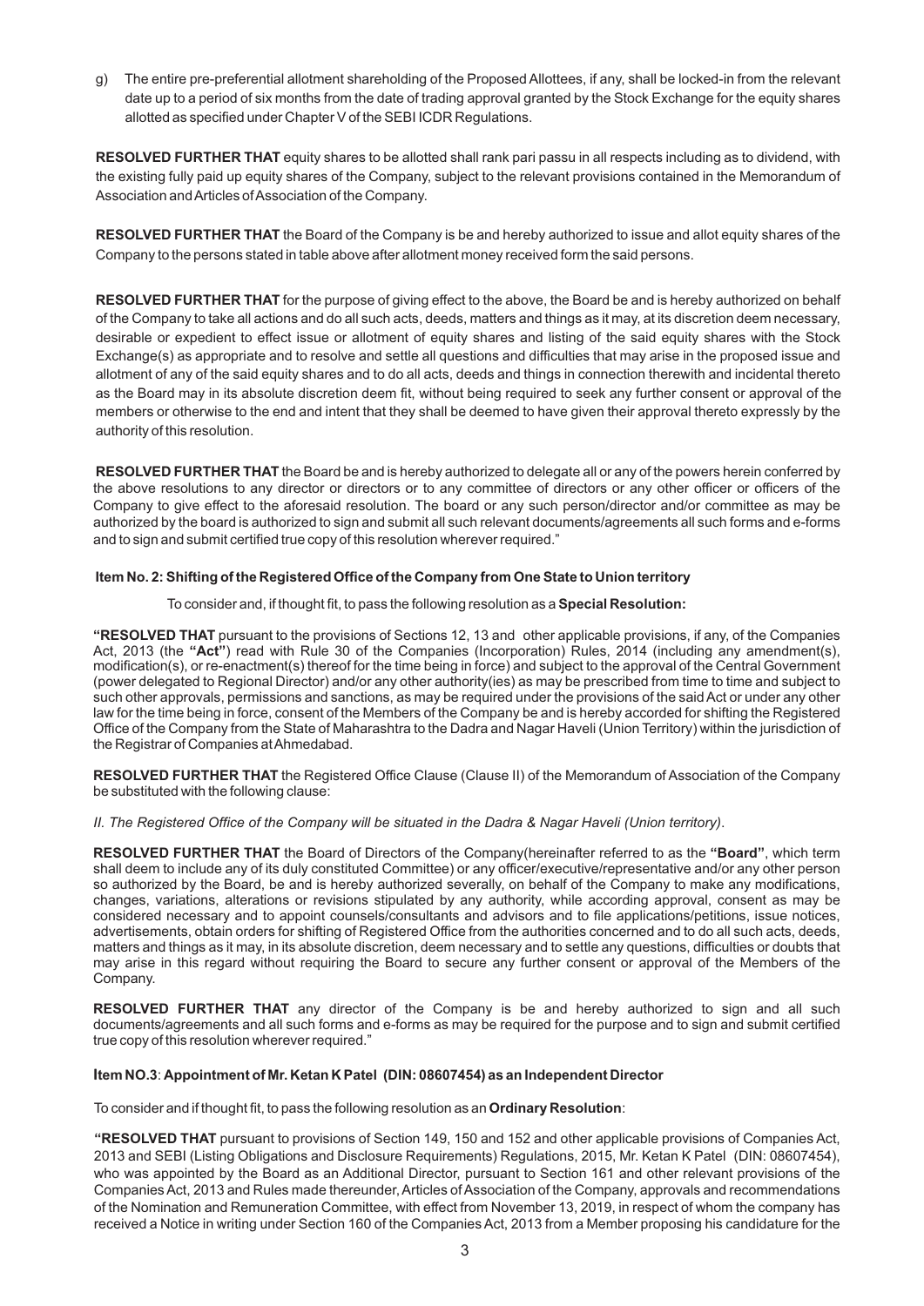g) The entire pre-preferential allotment shareholding of the Proposed Allottees, if any, shall be locked-in from the relevant date up to a period of six months from the date of trading approval granted by the Stock Exchange for the equity shares allotted as specified under Chapter V of the SEBI ICDR Regulations.

**RESOLVED FURTHER THAT** equity shares to be allotted shall rank pari passu in all respects including as to dividend, with the existing fully paid up equity shares of the Company, subject to the relevant provisions contained in the Memorandum of Association and Articles of Association of the Company.

**RESOLVED FURTHER THAT** the Board of the Company is be and hereby authorized to issue and allot equity shares of the Company to the persons stated in table above after allotment money received form the said persons.

**RESOLVED FURTHER THAT** for the purpose of giving effect to the above, the Board be and is hereby authorized on behalf of the Company to take all actions and do all such acts, deeds, matters and things as it may, at its discretion deem necessary, desirable or expedient to effect issue or allotment of equity shares and listing of the said equity shares with the Stock Exchange(s) as appropriate and to resolve and settle all questions and difficulties that may arise in the proposed issue and allotment of any of the said equity shares and to do all acts, deeds and things in connection therewith and incidental thereto as the Board may in its absolute discretion deem fit, without being required to seek any further consent or approval of the members or otherwise to the end and intent that they shall be deemed to have given their approval thereto expressly by the authority of this resolution.

**RESOLVED FURTHER THAT** the Board be and is hereby authorized to delegate all or any of the powers herein conferred by the above resolutions to any director or directors or to any committee of directors or any other officer or officers of the Company to give effect to the aforesaid resolution. The board or any such person/director and/or committee as may be authorized by the board is authorized to sign and submit all such relevant documents/agreements all such forms and e-forms and to sign and submit certified true copy of this resolution wherever required."

**Item No. 2: Shifting of the Registered Office of the Company from One State to Union territory**

To consider and, if thought fit, to pass the following resolution as a **Special Resolution:**

**"RESOLVED THAT** pursuant to the provisions of Sections 12, 13 and other applicable provisions, if any, of the Companies Act, 2013 (the **"Act"**) read with Rule 30 of the Companies (Incorporation) Rules, 2014 (including any amendment(s), modification(s), or re-enactment(s) thereof for the time being in force) and subject to the approval of the Central Government (power delegated to Regional Director) and/or any other authority(ies) as may be prescribed from time to time and subject to such other approvals, permissions and sanctions, as may be required under the provisions of the said Act or under any other law for the time being in force, consent of the Members of the Company be and is hereby accorded for shifting the Registered Office of the Company from the State of Maharashtra to the Dadra and Nagar Haveli (Union Territory) within the jurisdiction of the Registrar of Companies at Ahmedabad.

**RESOLVED FURTHER THAT** the Registered Office Clause (Clause II) of the Memorandum of Association of the Company be substituted with the following clause:

*II. The Registered Office of the Company will be situated in the Dadra & Nagar Haveli (Union territory)*.

**RESOLVED FURTHER THAT** the Board of Directors of the Company(hereinafter referred to as the **"Board"**, which term shall deem to include any of its duly constituted Committee) or any officer/executive/representative and/or any other person so authorized by the Board, be and is hereby authorized severally, on behalf of the Company to make any modifications, changes, variations, alterations or revisions stipulated by any authority, while according approval, consent as may be considered necessary and to appoint counsels/consultants and advisors and to file applications/petitions, issue notices, advertisements, obtain orders for shifting of Registered Office from the authorities concerned and to do all such acts, deeds, matters and things as it may, in its absolute discretion, deem necessary and to settle any questions, difficulties or doubts that may arise in this regard without requiring the Board to secure any further consent or approval of the Members of the Company.

**RESOLVED FURTHER THAT** any director of the Company is be and hereby authorized to sign and all such documents/agreements and all such forms and e-forms as may be required for the purpose and to sign and submit certified true copy of this resolution wherever required."

**Item NO.3**: **Appointment of Mr. Ketan K Patel (DIN: 08607454) as an Independent Director**

To consider and if thought fit, to pass the following resolution as an **Ordinary Resolution**:

**"RESOLVED THAT** pursuant to provisions of Section 149, 150 and 152 and other applicable provisions of Companies Act, 2013 and SEBI (Listing Obligations and Disclosure Requirements) Regulations, 2015, Mr. Ketan K Patel (DIN: 08607454), who was appointed by the Board as an Additional Director, pursuant to Section 161 and other relevant provisions of the Companies Act, 2013 and Rules made thereunder, Articles of Association of the Company, approvals and recommendations of the Nomination and Remuneration Committee, with effect from November 13, 2019, in respect of whom the company has received a Notice in writing under Section 160 of the Companies Act, 2013 from a Member proposing his candidature for the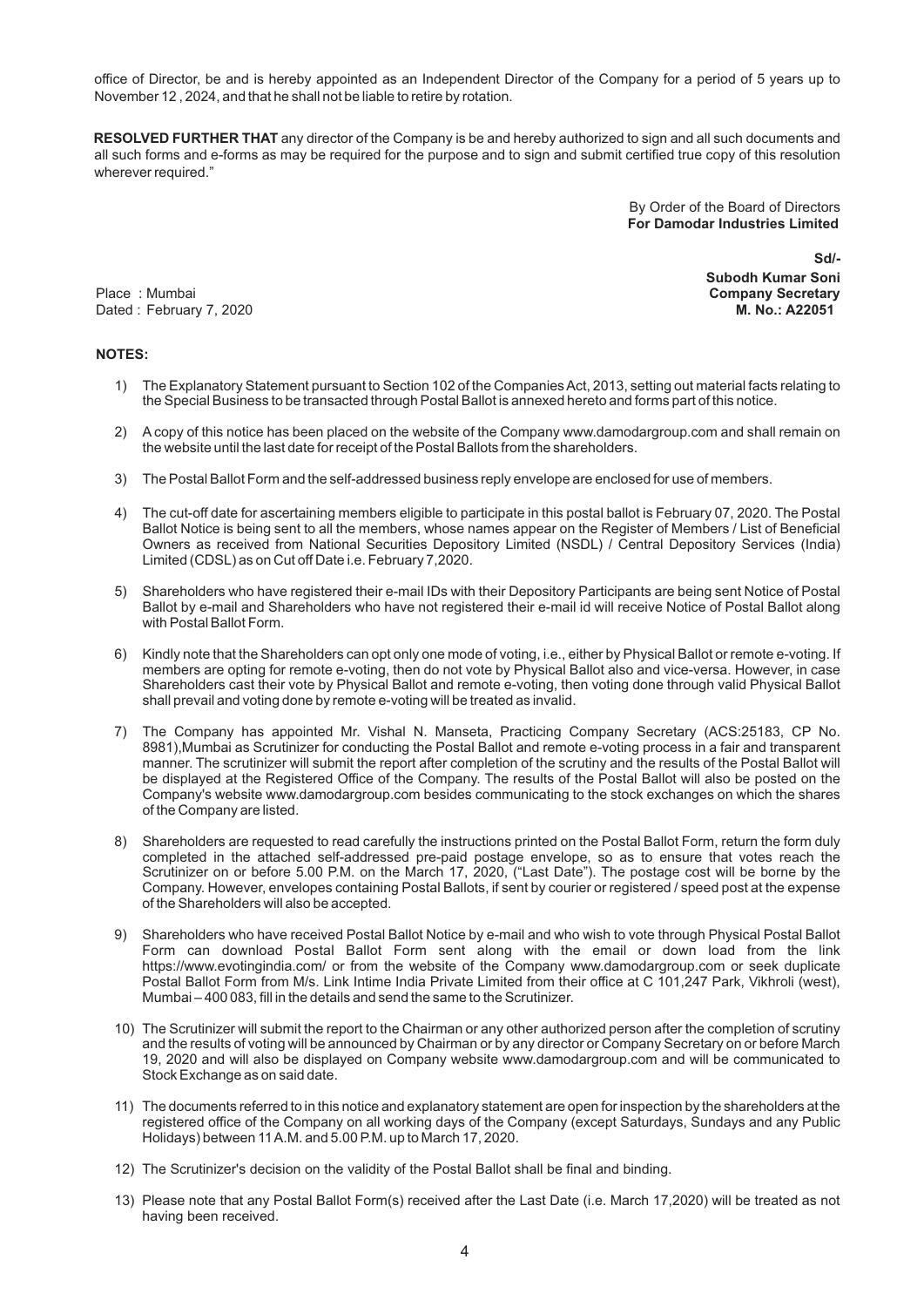office of Director, be and is hereby appointed as an Independent Director of the Company for a period of 5 years up to November 12 , 2024, and that he shall not be liable to retire by rotation.

**RESOLVED FURTHER THAT** any director of the Company is be and hereby authorized to sign and all such documents and all such forms and e-forms as may be required for the purpose and to sign and submit certified true copy of this resolution wherever required."

By Order of the Board of Directors
**For Damodar Industries Limited**

**Sd/-**
**Subodh Kumar Soni**
**Company Secretary**
**M. No.: A22051**

Place : Mumbai
Dated : February 7, 2020

**NOTES:**

1) The Explanatory Statement pursuant to Section 102 of the Companies Act, 2013, setting out material facts relating to the Special Business to be transacted through Postal Ballot is annexed hereto and forms part of this notice.

2) A copy of this notice has been placed on the website of the Company www.damodargroup.com and shall remain on the website until the last date for receipt of the Postal Ballots from the shareholders.

3) The Postal Ballot Form and the self-addressed business reply envelope are enclosed for use of members.

4) The cut-off date for ascertaining members eligible to participate in this postal ballot is February 07, 2020. The Postal Ballot Notice is being sent to all the members, whose names appear on the Register of Members / List of Beneficial Owners as received from National Securities Depository Limited (NSDL) / Central Depository Services (India) Limited (CDSL) as on Cut off Date i.e. February 7,2020.

5) Shareholders who have registered their e-mail IDs with their Depository Participants are being sent Notice of Postal Ballot by e-mail and Shareholders who have not registered their e-mail id will receive Notice of Postal Ballot along with Postal Ballot Form.

6) Kindly note that the Shareholders can opt only one mode of voting, i.e., either by Physical Ballot or remote e-voting. If members are opting for remote e-voting, then do not vote by Physical Ballot also and vice-versa. However, in case Shareholders cast their vote by Physical Ballot and remote e-voting, then voting done through valid Physical Ballot shall prevail and voting done by remote e-voting will be treated as invalid.

7) The Company has appointed Mr. Vishal N. Manseta, Practicing Company Secretary (ACS:25183, CP No. 8981),Mumbai as Scrutinizer for conducting the Postal Ballot and remote e-voting process in a fair and transparent manner. The scrutinizer will submit the report after completion of the scrutiny and the results of the Postal Ballot will be displayed at the Registered Office of the Company. The results of the Postal Ballot will also be posted on the Company's website www.damodargroup.com besides communicating to the stock exchanges on which the shares of the Company are listed.

8) Shareholders are requested to read carefully the instructions printed on the Postal Ballot Form, return the form duly completed in the attached self-addressed pre-paid postage envelope, so as to ensure that votes reach the Scrutinizer on or before 5.00 P.M. on the March 17, 2020, ("Last Date"). The postage cost will be borne by the Company. However, envelopes containing Postal Ballots, if sent by courier or registered / speed post at the expense of the Shareholders will also be accepted.

9) Shareholders who have received Postal Ballot Notice by e-mail and who wish to vote through Physical Postal Ballot Form can download Postal Ballot Form sent along with the email or down load from the link https://www.evotingindia.com/ or from the website of the Company www.damodargroup.com or seek duplicate Postal Ballot Form from M/s. Link Intime India Private Limited from their office at C 101,247 Park, Vikhroli (west), Mumbai – 400 083, fill in the details and send the same to the Scrutinizer.

10) The Scrutinizer will submit the report to the Chairman or any other authorized person after the completion of scrutiny and the results of voting will be announced by Chairman or by any director or Company Secretary on or before March 19, 2020 and will also be displayed on Company website www.damodargroup.com and will be communicated to Stock Exchange as on said date.

11) The documents referred to in this notice and explanatory statement are open for inspection by the shareholders at the registered office of the Company on all working days of the Company (except Saturdays, Sundays and any Public Holidays) between 11 A.M. and 5.00 P.M. up to March 17, 2020.

12) The Scrutinizer's decision on the validity of the Postal Ballot shall be final and binding.

13) Please note that any Postal Ballot Form(s) received after the Last Date (i.e. March 17,2020) will be treated as not having been received.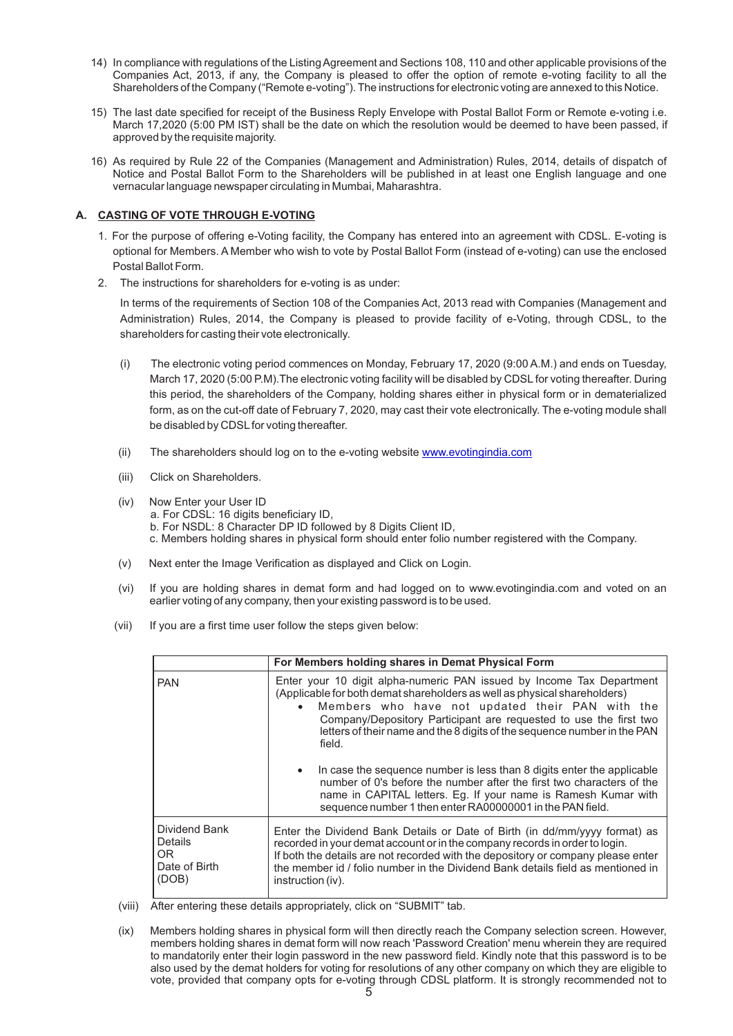14) In compliance with regulations of the Listing Agreement and Sections 108, 110 and other applicable provisions of the Companies Act, 2013, if any, the Company is pleased to offer the option of remote e-voting facility to all the Shareholders of the Company ("Remote e-voting"). The instructions for electronic voting are annexed to this Notice.

15) The last date specified for receipt of the Business Reply Envelope with Postal Ballot Form or Remote e-voting i.e. March 17,2020 (5:00 PM IST) shall be the date on which the resolution would be deemed to have been passed, if approved by the requisite majority.

16) As required by Rule 22 of the Companies (Management and Administration) Rules, 2014, details of dispatch of Notice and Postal Ballot Form to the Shareholders will be published in at least one English language and one vernacular language newspaper circulating in Mumbai, Maharashtra.

## A. CASTING OF VOTE THROUGH E-VOTING

1. For the purpose of offering e-Voting facility, the Company has entered into an agreement with CDSL. E-voting is optional for Members. A Member who wish to vote by Postal Ballot Form (instead of e-voting) can use the enclosed Postal Ballot Form.

2. The instructions for shareholders for e-voting is as under:

   In terms of the requirements of Section 108 of the Companies Act, 2013 read with Companies (Management and Administration) Rules, 2014, the Company is pleased to provide facility of e-Voting, through CDSL, to the shareholders for casting their vote electronically.

   (i) The electronic voting period commences on Monday, February 17, 2020 (9:00 A.M.) and ends on Tuesday, March 17, 2020 (5:00 P.M).The electronic voting facility will be disabled by CDSL for voting thereafter. During this period, the shareholders of the Company, holding shares either in physical form or in dematerialized form, as on the cut-off date of February 7, 2020, may cast their vote electronically. The e-voting module shall be disabled by CDSL for voting thereafter.

   (ii) The shareholders should log on to the e-voting website www.evotingindia.com

   (iii) Click on Shareholders.

   (iv) Now Enter your User ID
   a. For CDSL: 16 digits beneficiary ID,
   b. For NSDL: 8 Character DP ID followed by 8 Digits Client ID,
   c. Members holding shares in physical form should enter folio number registered with the Company.

   (v) Next enter the Image Verification as displayed and Click on Login.

   (vi) If you are holding shares in demat form and had logged on to www.evotingindia.com and voted on an earlier voting of any company, then your existing password is to be used.

   (vii) If you are a first time user follow the steps given below:

| | For Members holding shares in Demat Physical Form |
|---|---|
| PAN | Enter your 10 digit alpha-numeric PAN issued by Income Tax Department (Applicable for both demat shareholders as well as physical shareholders)<br>• Members who have not updated their PAN with the Company/Depository Participant are requested to use the first two letters of their name and the 8 digits of the sequence number in the PAN field.<br>• In case the sequence number is less than 8 digits enter the applicable number of 0's before the number after the first two characters of the name in CAPITAL letters. Eg. If your name is Ramesh Kumar with sequence number 1 then enter RA00000001 in the PAN field. |
| Dividend Bank Details OR Date of Birth (DOB) | Enter the Dividend Bank Details or Date of Birth (in dd/mm/yyyy format) as recorded in your demat account or in the company records in order to login.<br>If both the details are not recorded with the depository or company please enter the member id / folio number in the Dividend Bank details field as mentioned in instruction (iv). |

   (viii) After entering these details appropriately, click on "SUBMIT" tab.

   (ix) Members holding shares in physical form will then directly reach the Company selection screen. However, members holding shares in demat form will now reach 'Password Creation' menu wherein they are required to mandatorily enter their login password in the new password field. Kindly note that this password is to be also used by the demat holders for voting for resolutions of any other company on which they are eligible to vote, provided that company opts for e-voting through CDSL platform. It is strongly recommended not to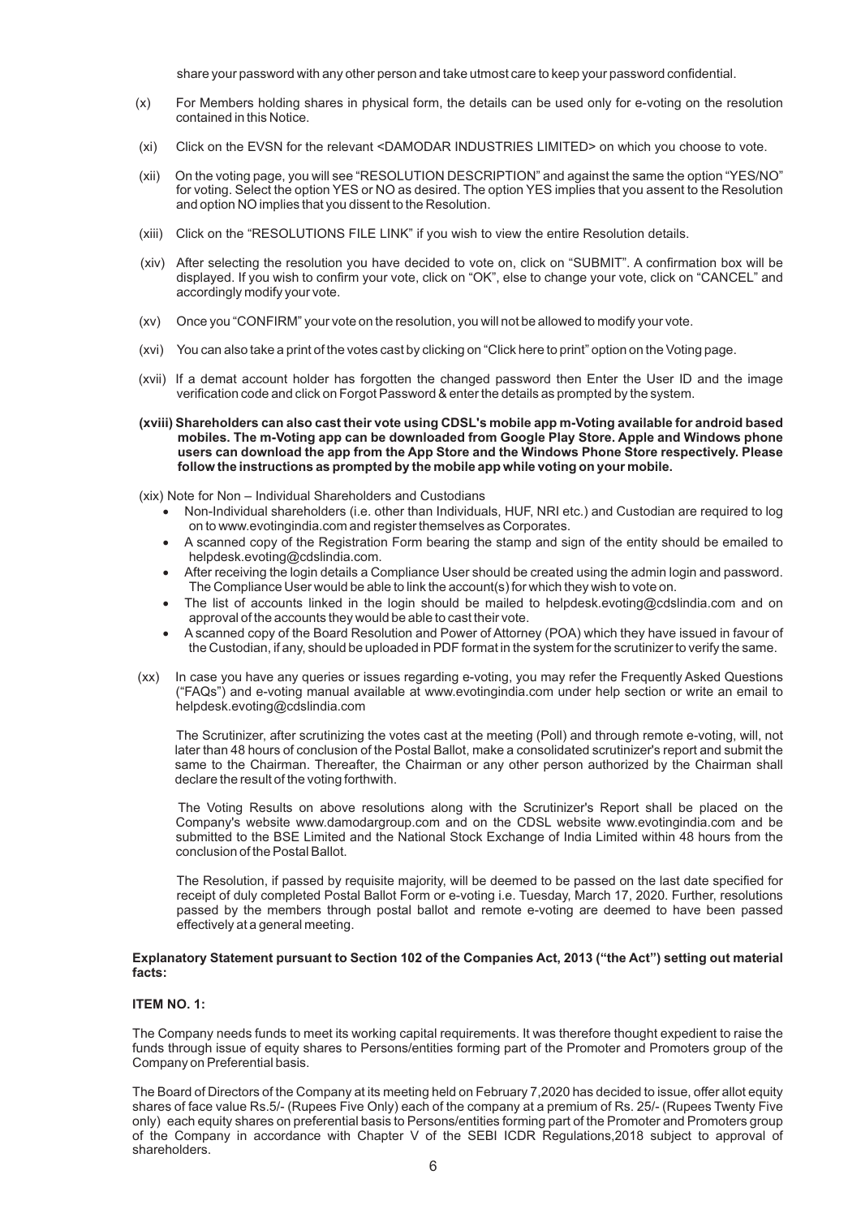share your password with any other person and take utmost care to keep your password confidential.

(x) For Members holding shares in physical form, the details can be used only for e-voting on the resolution contained in this Notice.

(xi) Click on the EVSN for the relevant <DAMODAR INDUSTRIES LIMITED> on which you choose to vote.

(xii) On the voting page, you will see "RESOLUTION DESCRIPTION" and against the same the option "YES/NO" for voting. Select the option YES or NO as desired. The option YES implies that you assent to the Resolution and option NO implies that you dissent to the Resolution.

(xiii) Click on the "RESOLUTIONS FILE LINK" if you wish to view the entire Resolution details.

(xiv) After selecting the resolution you have decided to vote on, click on "SUBMIT". A confirmation box will be displayed. If you wish to confirm your vote, click on "OK", else to change your vote, click on "CANCEL" and accordingly modify your vote.

(xv) Once you "CONFIRM" your vote on the resolution, you will not be allowed to modify your vote.

(xvi) You can also take a print of the votes cast by clicking on "Click here to print" option on the Voting page.

(xvii) If a demat account holder has forgotten the changed password then Enter the User ID and the image verification code and click on Forgot Password & enter the details as prompted by the system.

**(xviii) Shareholders can also cast their vote using CDSL's mobile app m-Voting available for android based mobiles. The m-Voting app can be downloaded from Google Play Store. Apple and Windows phone users can download the app from the App Store and the Windows Phone Store respectively. Please follow the instructions as prompted by the mobile app while voting on your mobile.**

(xix) Note for Non – Individual Shareholders and Custodians

- Non-Individual shareholders (i.e. other than Individuals, HUF, NRI etc.) and Custodian are required to log on to www.evotingindia.com and register themselves as Corporates.
- A scanned copy of the Registration Form bearing the stamp and sign of the entity should be emailed to helpdesk.evoting@cdslindia.com.
- After receiving the login details a Compliance User should be created using the admin login and password. The Compliance User would be able to link the account(s) for which they wish to vote on.
- The list of accounts linked in the login should be mailed to helpdesk.evoting@cdslindia.com and on approval of the accounts they would be able to cast their vote.
- A scanned copy of the Board Resolution and Power of Attorney (POA) which they have issued in favour of the Custodian, if any, should be uploaded in PDF format in the system for the scrutinizer to verify the same.

(xx) In case you have any queries or issues regarding e-voting, you may refer the Frequently Asked Questions ("FAQs") and e-voting manual available at www.evotingindia.com under help section or write an email to helpdesk.evoting@cdslindia.com

The Scrutinizer, after scrutinizing the votes cast at the meeting (Poll) and through remote e-voting, will, not later than 48 hours of conclusion of the Postal Ballot, make a consolidated scrutinizer's report and submit the same to the Chairman. Thereafter, the Chairman or any other person authorized by the Chairman shall declare the result of the voting forthwith.

The Voting Results on above resolutions along with the Scrutinizer's Report shall be placed on the Company's website www.damodargroup.com and on the CDSL website www.evotingindia.com and be submitted to the BSE Limited and the National Stock Exchange of India Limited within 48 hours from the conclusion of the Postal Ballot.

The Resolution, if passed by requisite majority, will be deemed to be passed on the last date specified for receipt of duly completed Postal Ballot Form or e-voting i.e. Tuesday, March 17, 2020. Further, resolutions passed by the members through postal ballot and remote e-voting are deemed to have been passed effectively at a general meeting.

**Explanatory Statement pursuant to Section 102 of the Companies Act, 2013 ("the Act") setting out material facts:**

**ITEM NO. 1:**

The Company needs funds to meet its working capital requirements. It was therefore thought expedient to raise the funds through issue of equity shares to Persons/entities forming part of the Promoter and Promoters group of the Company on Preferential basis.

The Board of Directors of the Company at its meeting held on February 7,2020 has decided to issue, offer allot equity shares of face value Rs.5/- (Rupees Five Only) each of the company at a premium of Rs. 25/- (Rupees Twenty Five only) each equity shares on preferential basis to Persons/entities forming part of the Promoter and Promoters group of the Company in accordance with Chapter V of the SEBI ICDR Regulations,2018 subject to approval of shareholders.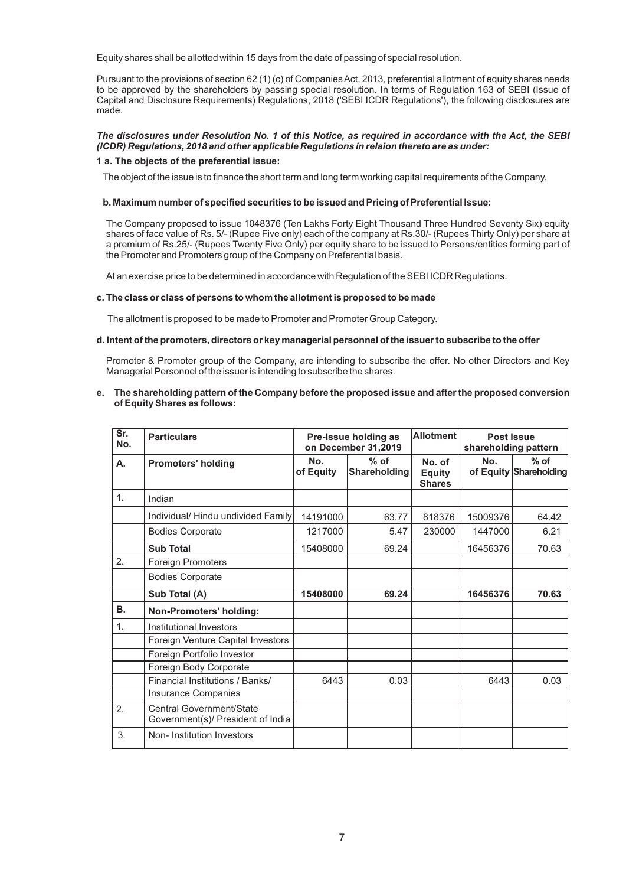Equity shares shall be allotted within 15 days from the date of passing of special resolution.

Pursuant to the provisions of section 62 (1) (c) of Companies Act, 2013, preferential allotment of equity shares needs to be approved by the shareholders by passing special resolution. In terms of Regulation 163 of SEBI (Issue of Capital and Disclosure Requirements) Regulations, 2018 ('SEBI ICDR Regulations'), the following disclosures are made.

***The disclosures under Resolution No. 1 of this Notice, as required in accordance with the Act, the SEBI (ICDR) Regulations, 2018 and other applicable Regulations in relaion thereto are as under:***

**1 a. The objects of the preferential issue:**

The object of the issue is to finance the short term and long term working capital requirements of the Company.

**b. Maximum number of specified securities to be issued and Pricing of Preferential Issue:**

The Company proposed to issue 1048376 (Ten Lakhs Forty Eight Thousand Three Hundred Seventy Six) equity shares of face value of Rs. 5/- (Rupee Five only) each of the company at Rs.30/- (Rupees Thirty Only) per share at a premium of Rs.25/- (Rupees Twenty Five Only) per equity share to be issued to Persons/entities forming part of the Promoter and Promoters group of the Company on Preferential basis.

At an exercise price to be determined in accordance with Regulation of the SEBI ICDR Regulations.

**c. The class or class of persons to whom the allotment is proposed to be made**

The allotment is proposed to be made to Promoter and Promoter Group Category.

**d. Intent of the promoters, directors or key managerial personnel of the issuer to subscribe to the offer**

Promoter & Promoter group of the Company, are intending to subscribe the offer. No other Directors and Key Managerial Personnel of the issuer is intending to subscribe the shares.

**e. The shareholding pattern of the Company before the proposed issue and after the proposed conversion of Equity Shares as follows:**

| Sr. No. | Particulars | Pre-Issue holding as on December 31,2019 | | Allotment | Post Issue shareholding pattern | |
|---|---|---|---|---|---|---|
| **A.** | **Promoters' holding** | **No. of Equity** | **% of Shareholding** | **No. of Equity Shares** | **No. of Equity** | **% of Shareholding** |
| **1.** | Indian | | | | | |
| | Individual/ Hindu undivided Family | 14191000 | 63.77 | 818376 | 15009376 | 64.42 |
| | Bodies Corporate | 1217000 | 5.47 | 230000 | 1447000 | 6.21 |
| | **Sub Total** | 15408000 | 69.24 | | 16456376 | 70.63 |
| 2. | Foreign Promoters | | | | | |
| | Bodies Corporate | | | | | |
| | **Sub Total (A)** | **15408000** | **69.24** | | **16456376** | **70.63** |
| **B.** | **Non-Promoters' holding:** | | | | | |
| 1. | Institutional Investors | | | | | |
| | Foreign Venture Capital Investors | | | | | |
| | Foreign Portfolio Investor | | | | | |
| | Foreign Body Corporate | | | | | |
| | Financial Institutions / Banks/ | 6443 | 0.03 | | 6443 | 0.03 |
| | Insurance Companies | | | | | |
| 2. | Central Government/State Government(s)/ President of India | | | | | |
| 3. | Non- Institution Investors | | | | | |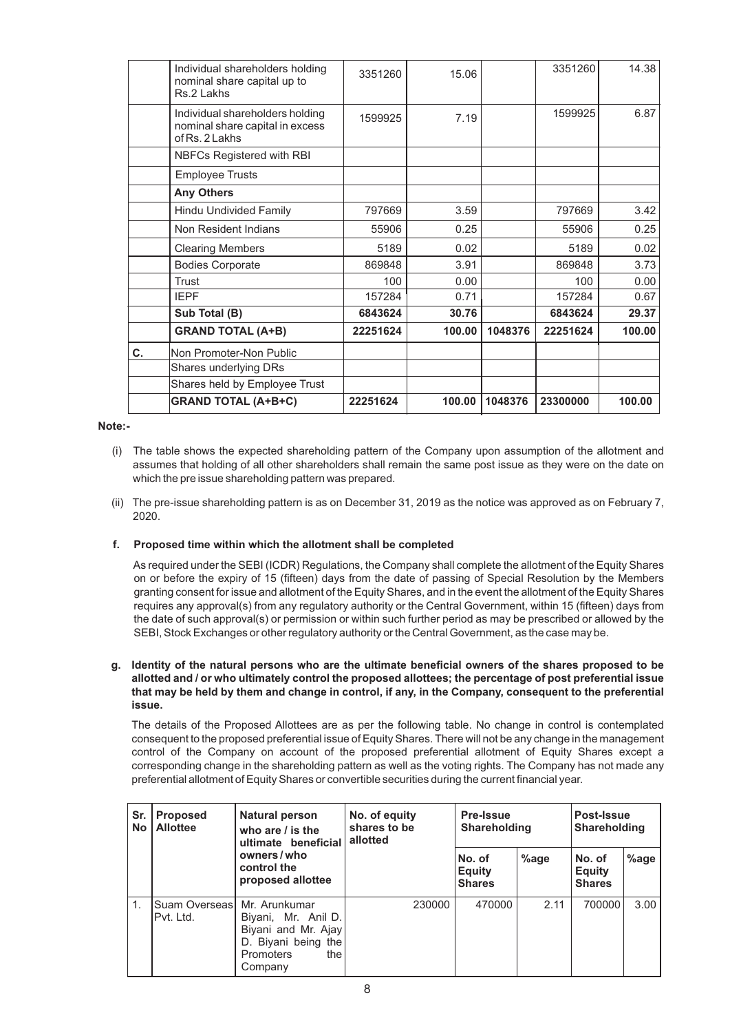| | | | | | | |
|---|---|---|---|---|---|---|
| | Individual shareholders holding nominal share capital up to Rs.2 Lakhs | 3351260 | 15.06 | | 3351260 | 14.38 |
| | Individual shareholders holding nominal share capital in excess of Rs. 2 Lakhs | 1599925 | 7.19 | | 1599925 | 6.87 |
| | NBFCs Registered with RBI | | | | | |
| | Employee Trusts | | | | | |
| | **Any Others** | | | | | |
| | Hindu Undivided Family | 797669 | 3.59 | | 797669 | 3.42 |
| | Non Resident Indians | 55906 | 0.25 | | 55906 | 0.25 |
| | Clearing Members | 5189 | 0.02 | | 5189 | 0.02 |
| | Bodies Corporate | 869848 | 3.91 | | 869848 | 3.73 |
| | Trust | 100 | 0.00 | | 100 | 0.00 |
| | IEPF | 157284 | 0.71 | | 157284 | 0.67 |
| | **Sub Total (B)** | **6843624** | **30.76** | | **6843624** | **29.37** |
| | **GRAND TOTAL (A+B)** | **22251624** | **100.00** | **1048376** | **22251624** | **100.00** |
| C. | Non Promoter-Non Public | | | | | |
| | Shares underlying DRs | | | | | |
| | Shares held by Employee Trust | | | | | |
| | **GRAND TOTAL (A+B+C)** | **22251624** | **100.00** | **1048376** | **23300000** | **100.00** |

**Note:-**

(i) The table shows the expected shareholding pattern of the Company upon assumption of the allotment and assumes that holding of all other shareholders shall remain the same post issue as they were on the date on which the pre issue shareholding pattern was prepared.

(ii) The pre-issue shareholding pattern is as on December 31, 2019 as the notice was approved as on February 7, 2020.

**f. Proposed time within which the allotment shall be completed**

As required under the SEBI (ICDR) Regulations, the Company shall complete the allotment of the Equity Shares on or before the expiry of 15 (fifteen) days from the date of passing of Special Resolution by the Members granting consent for issue and allotment of the Equity Shares, and in the event the allotment of the Equity Shares requires any approval(s) from any regulatory authority or the Central Government, within 15 (fifteen) days from the date of such approval(s) or permission or within such further period as may be prescribed or allowed by the SEBI, Stock Exchanges or other regulatory authority or the Central Government, as the case may be.

**g. Identity of the natural persons who are the ultimate beneficial owners of the shares proposed to be allotted and / or who ultimately control the proposed allottees; the percentage of post preferential issue that may be held by them and change in control, if any, in the Company, consequent to the preferential issue.**

The details of the Proposed Allottees are as per the following table. No change in control is contemplated consequent to the proposed preferential issue of Equity Shares. There will not be any change in the management control of the Company on account of the proposed preferential allotment of Equity Shares except a corresponding change in the shareholding pattern as well as the voting rights. The Company has not made any preferential allotment of Equity Shares or convertible securities during the current financial year.

| Sr. No | Proposed Allottee | Natural person who are / is the ultimate beneficial owners / who control the proposed allottee | No. of equity shares to be allotted | Pre-Issue Shareholding | | Post-Issue Shareholding | |
|---|---|---|---|---|---|---|---|
| | | | | No. of Equity Shares | %age | No. of Equity Shares | %age |
| 1. | Suam Overseas Pvt. Ltd. | Mr. Arunkumar Biyani, Mr. Anil D. Biyani and Mr. Ajay D. Biyani being the Promoters the Company | 230000 | 470000 | 2.11 | 700000 | 3.00 |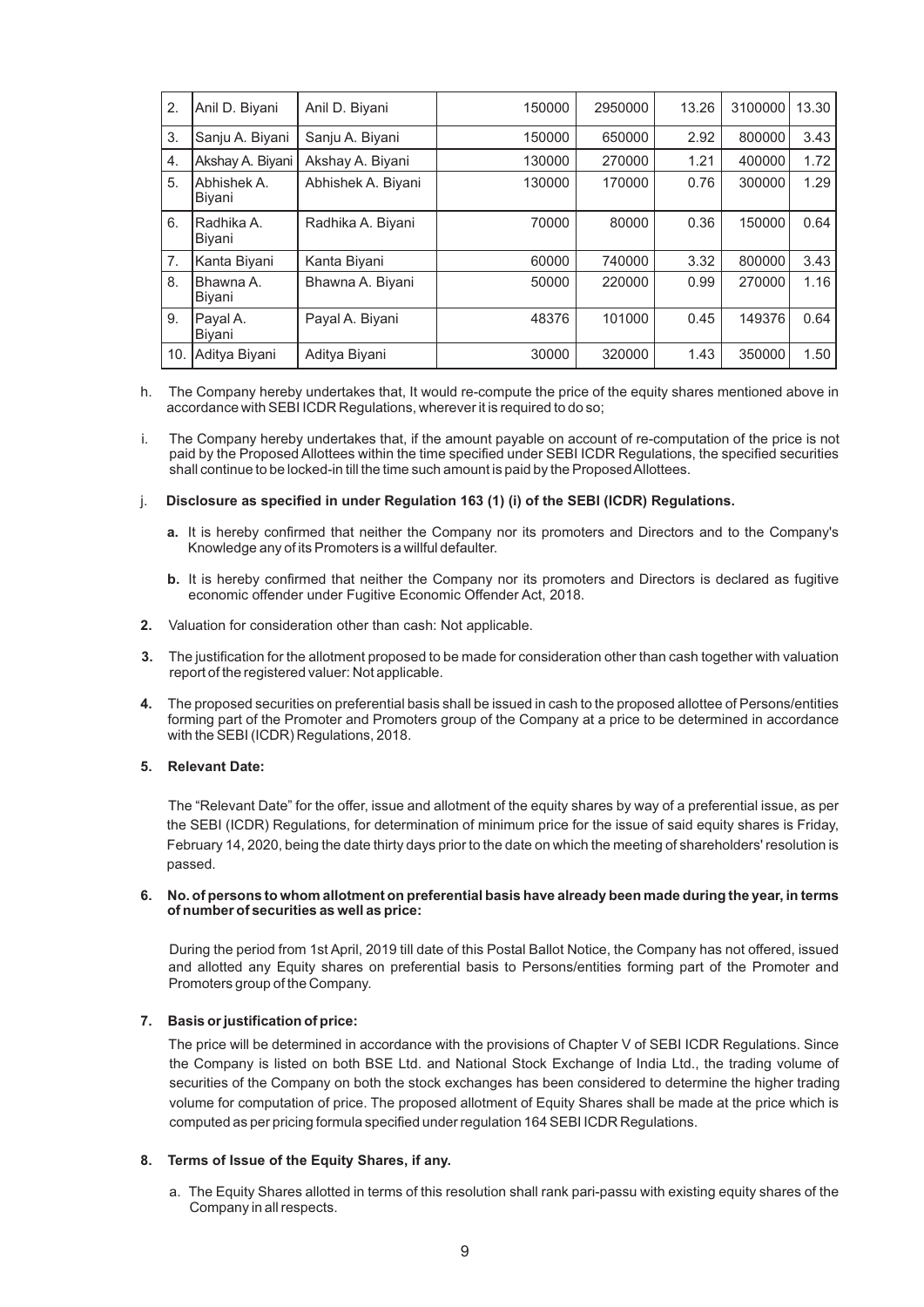| 2. | Anil D. Biyani | Anil D. Biyani | 150000 | 2950000 | 13.26 | 3100000 | 13.30 |
|---|---|---|---|---|---|---|---|
| 3. | Sanju A. Biyani | Sanju A. Biyani | 150000 | 650000 | 2.92 | 800000 | 3.43 |
| 4. | Akshay A. Biyani | Akshay A. Biyani | 130000 | 270000 | 1.21 | 400000 | 1.72 |
| 5. | Abhishek A. Biyani | Abhishek A. Biyani | 130000 | 170000 | 0.76 | 300000 | 1.29 |
| 6. | Radhika A. Biyani | Radhika A. Biyani | 70000 | 80000 | 0.36 | 150000 | 0.64 |
| 7. | Kanta Biyani | Kanta Biyani | 60000 | 740000 | 3.32 | 800000 | 3.43 |
| 8. | Bhawna A. Biyani | Bhawna A. Biyani | 50000 | 220000 | 0.99 | 270000 | 1.16 |
| 9. | Payal A. Biyani | Payal A. Biyani | 48376 | 101000 | 0.45 | 149376 | 0.64 |
| 10. | Aditya Biyani | Aditya Biyani | 30000 | 320000 | 1.43 | 350000 | 1.50 |

h. The Company hereby undertakes that, It would re-compute the price of the equity shares mentioned above in accordance with SEBI ICDR Regulations, wherever it is required to do so;

i. The Company hereby undertakes that, if the amount payable on account of re-computation of the price is not paid by the Proposed Allottees within the time specified under SEBI ICDR Regulations, the specified securities shall continue to be locked-in till the time such amount is paid by the Proposed Allottees.

j. **Disclosure as specified in under Regulation 163 (1) (i) of the SEBI (ICDR) Regulations.**

   **a.** It is hereby confirmed that neither the Company nor its promoters and Directors and to the Company's Knowledge any of its Promoters is a willful defaulter.

   **b.** It is hereby confirmed that neither the Company nor its promoters and Directors is declared as fugitive economic offender under Fugitive Economic Offender Act, 2018.

**2.** Valuation for consideration other than cash: Not applicable.

**3.** The justification for the allotment proposed to be made for consideration other than cash together with valuation report of the registered valuer: Not applicable.

**4.** The proposed securities on preferential basis shall be issued in cash to the proposed allottee of Persons/entities forming part of the Promoter and Promoters group of the Company at a price to be determined in accordance with the SEBI (ICDR) Regulations, 2018.

**5. Relevant Date:**

The "Relevant Date" for the offer, issue and allotment of the equity shares by way of a preferential issue, as per the SEBI (ICDR) Regulations, for determination of minimum price for the issue of said equity shares is Friday, February 14, 2020, being the date thirty days prior to the date on which the meeting of shareholders' resolution is passed.

**6. No. of persons to whom allotment on preferential basis have already been made during the year, in terms of number of securities as well as price:**

During the period from 1st April, 2019 till date of this Postal Ballot Notice, the Company has not offered, issued and allotted any Equity shares on preferential basis to Persons/entities forming part of the Promoter and Promoters group of the Company.

**7. Basis or justification of price:**

The price will be determined in accordance with the provisions of Chapter V of SEBI ICDR Regulations. Since the Company is listed on both BSE Ltd. and National Stock Exchange of India Ltd., the trading volume of securities of the Company on both the stock exchanges has been considered to determine the higher trading volume for computation of price. The proposed allotment of Equity Shares shall be made at the price which is computed as per pricing formula specified under regulation 164 SEBI ICDR Regulations.

**8. Terms of Issue of the Equity Shares, if any.**

a. The Equity Shares allotted in terms of this resolution shall rank pari-passu with existing equity shares of the Company in all respects.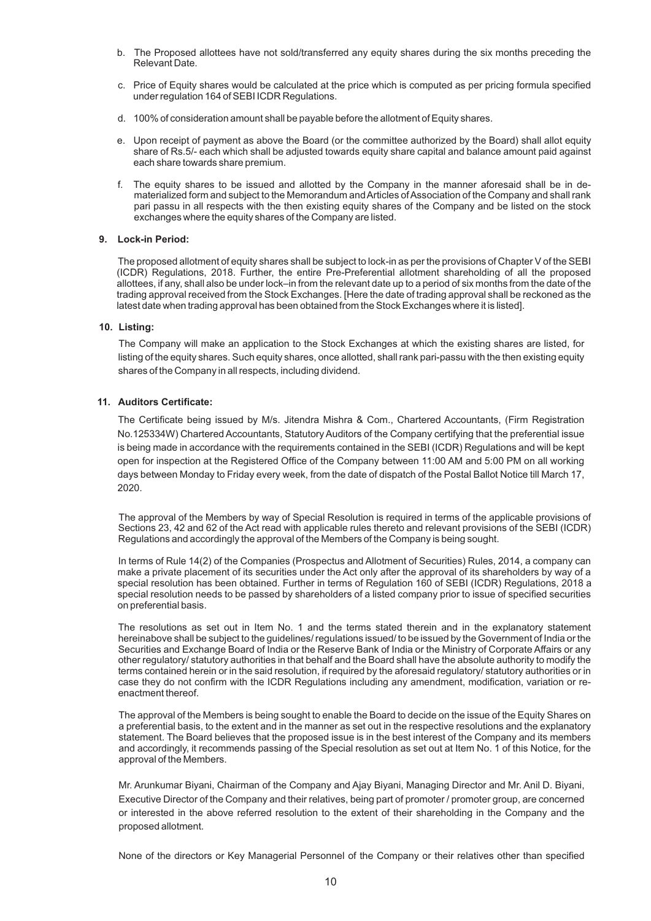b. The Proposed allottees have not sold/transferred any equity shares during the six months preceding the Relevant Date.

c. Price of Equity shares would be calculated at the price which is computed as per pricing formula specified under regulation 164 of SEBI ICDR Regulations.

d. 100% of consideration amount shall be payable before the allotment of Equity shares.

e. Upon receipt of payment as above the Board (or the committee authorized by the Board) shall allot equity share of Rs.5/- each which shall be adjusted towards equity share capital and balance amount paid against each share towards share premium.

f. The equity shares to be issued and allotted by the Company in the manner aforesaid shall be in de-materialized form and subject to the Memorandum and Articles of Association of the Company and shall rank pari passu in all respects with the then existing equity shares of the Company and be listed on the stock exchanges where the equity shares of the Company are listed.

**9. Lock-in Period:**

The proposed allotment of equity shares shall be subject to lock-in as per the provisions of Chapter V of the SEBI (ICDR) Regulations, 2018. Further, the entire Pre-Preferential allotment shareholding of all the proposed allottees, if any, shall also be under lock–in from the relevant date up to a period of six months from the date of the trading approval received from the Stock Exchanges. [Here the date of trading approval shall be reckoned as the latest date when trading approval has been obtained from the Stock Exchanges where it is listed].

**10. Listing:**

The Company will make an application to the Stock Exchanges at which the existing shares are listed, for listing of the equity shares. Such equity shares, once allotted, shall rank pari-passu with the then existing equity shares of the Company in all respects, including dividend.

**11. Auditors Certificate:**

The Certificate being issued by M/s. Jitendra Mishra & Com., Chartered Accountants, (Firm Registration No.125334W) Chartered Accountants, Statutory Auditors of the Company certifying that the preferential issue is being made in accordance with the requirements contained in the SEBI (ICDR) Regulations and will be kept open for inspection at the Registered Office of the Company between 11:00 AM and 5:00 PM on all working days between Monday to Friday every week, from the date of dispatch of the Postal Ballot Notice till March 17, 2020.

The approval of the Members by way of Special Resolution is required in terms of the applicable provisions of Sections 23, 42 and 62 of the Act read with applicable rules thereto and relevant provisions of the SEBI (ICDR) Regulations and accordingly the approval of the Members of the Company is being sought.

In terms of Rule 14(2) of the Companies (Prospectus and Allotment of Securities) Rules, 2014, a company can make a private placement of its securities under the Act only after the approval of its shareholders by way of a special resolution has been obtained. Further in terms of Regulation 160 of SEBI (ICDR) Regulations, 2018 a special resolution needs to be passed by shareholders of a listed company prior to issue of specified securities on preferential basis.

The resolutions as set out in Item No. 1 and the terms stated therein and in the explanatory statement hereinabove shall be subject to the guidelines/ regulations issued/ to be issued by the Government of India or the Securities and Exchange Board of India or the Reserve Bank of India or the Ministry of Corporate Affairs or any other regulatory/ statutory authorities in that behalf and the Board shall have the absolute authority to modify the terms contained herein or in the said resolution, if required by the aforesaid regulatory/ statutory authorities or in case they do not confirm with the ICDR Regulations including any amendment, modification, variation or re-enactment thereof.

The approval of the Members is being sought to enable the Board to decide on the issue of the Equity Shares on a preferential basis, to the extent and in the manner as set out in the respective resolutions and the explanatory statement. The Board believes that the proposed issue is in the best interest of the Company and its members and accordingly, it recommends passing of the Special resolution as set out at Item No. 1 of this Notice, for the approval of the Members.

Mr. Arunkumar Biyani, Chairman of the Company and Ajay Biyani, Managing Director and Mr. Anil D. Biyani, Executive Director of the Company and their relatives, being part of promoter / promoter group, are concerned or interested in the above referred resolution to the extent of their shareholding in the Company and the proposed allotment.

None of the directors or Key Managerial Personnel of the Company or their relatives other than specified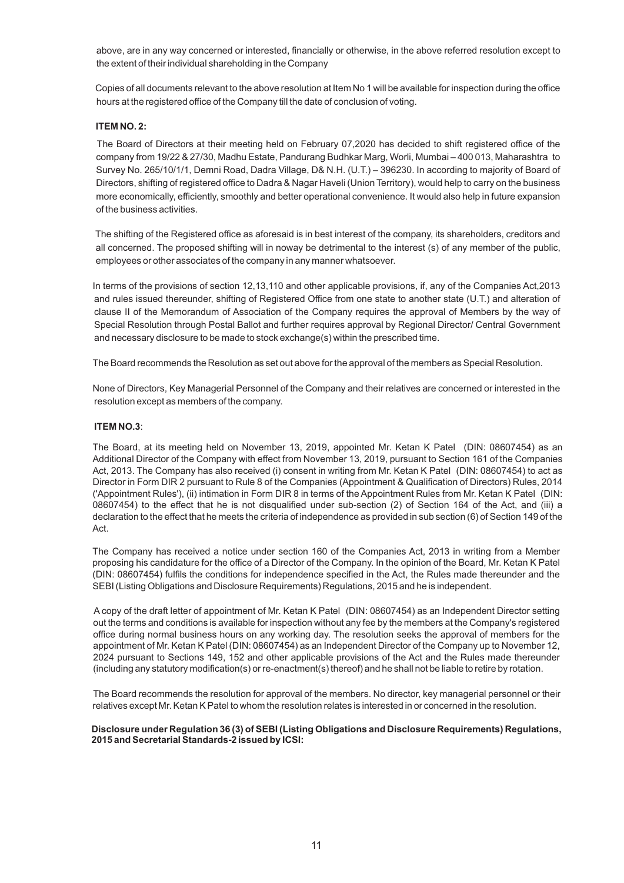above, are in any way concerned or interested, financially or otherwise, in the above referred resolution except to the extent of their individual shareholding in the Company

Copies of all documents relevant to the above resolution at Item No 1 will be available for inspection during the office hours at the registered office of the Company till the date of conclusion of voting.

**ITEM NO. 2:**

The Board of Directors at their meeting held on February 07,2020 has decided to shift registered office of the company from 19/22 & 27/30, Madhu Estate, Pandurang Budhkar Marg, Worli, Mumbai – 400 013, Maharashtra to Survey No. 265/10/1/1, Demni Road, Dadra Village, D& N.H. (U.T.) – 396230. In according to majority of Board of Directors, shifting of registered office to Dadra & Nagar Haveli (Union Territory), would help to carry on the business more economically, efficiently, smoothly and better operational convenience. It would also help in future expansion of the business activities.

The shifting of the Registered office as aforesaid is in best interest of the company, its shareholders, creditors and all concerned. The proposed shifting will in noway be detrimental to the interest (s) of any member of the public, employees or other associates of the company in any manner whatsoever.

In terms of the provisions of section 12,13,110 and other applicable provisions, if, any of the Companies Act,2013 and rules issued thereunder, shifting of Registered Office from one state to another state (U.T.) and alteration of clause II of the Memorandum of Association of the Company requires the approval of Members by the way of Special Resolution through Postal Ballot and further requires approval by Regional Director/ Central Government and necessary disclosure to be made to stock exchange(s) within the prescribed time.

The Board recommends the Resolution as set out above for the approval of the members as Special Resolution.

None of Directors, Key Managerial Personnel of the Company and their relatives are concerned or interested in the resolution except as members of the company.

**ITEM NO.3**:

The Board, at its meeting held on November 13, 2019, appointed Mr. Ketan K Patel (DIN: 08607454) as an Additional Director of the Company with effect from November 13, 2019, pursuant to Section 161 of the Companies Act, 2013. The Company has also received (i) consent in writing from Mr. Ketan K Patel (DIN: 08607454) to act as Director in Form DIR 2 pursuant to Rule 8 of the Companies (Appointment & Qualification of Directors) Rules, 2014 ('Appointment Rules'), (ii) intimation in Form DIR 8 in terms of the Appointment Rules from Mr. Ketan K Patel (DIN: 08607454) to the effect that he is not disqualified under sub-section (2) of Section 164 of the Act, and (iii) a declaration to the effect that he meets the criteria of independence as provided in sub section (6) of Section 149 of the Act.

The Company has received a notice under section 160 of the Companies Act, 2013 in writing from a Member proposing his candidature for the office of a Director of the Company. In the opinion of the Board, Mr. Ketan K Patel (DIN: 08607454) fulfils the conditions for independence specified in the Act, the Rules made thereunder and the SEBI (Listing Obligations and Disclosure Requirements) Regulations, 2015 and he is independent.

A copy of the draft letter of appointment of Mr. Ketan K Patel (DIN: 08607454) as an Independent Director setting out the terms and conditions is available for inspection without any fee by the members at the Company's registered office during normal business hours on any working day. The resolution seeks the approval of members for the appointment of Mr. Ketan K Patel (DIN: 08607454) as an Independent Director of the Company up to November 12, 2024 pursuant to Sections 149, 152 and other applicable provisions of the Act and the Rules made thereunder (including any statutory modification(s) or re-enactment(s) thereof) and he shall not be liable to retire by rotation.

The Board recommends the resolution for approval of the members. No director, key managerial personnel or their relatives except Mr. Ketan K Patel to whom the resolution relates is interested in or concerned in the resolution.

**Disclosure under Regulation 36 (3) of SEBI (Listing Obligations and Disclosure Requirements) Regulations, 2015 and Secretarial Standards-2 issued by ICSI:**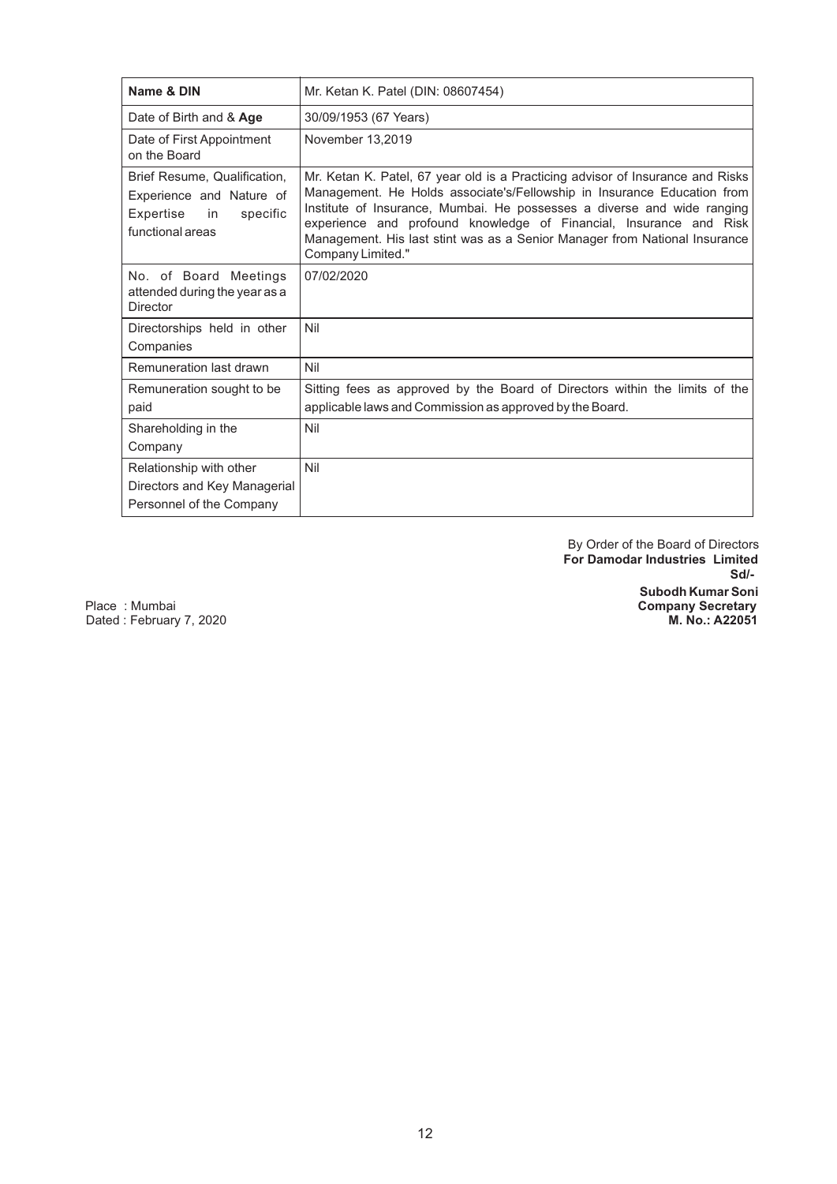| Name & DIN | Mr. Ketan K. Patel (DIN: 08607454) |
| --- | --- |
| Date of Birth and & **Age** | 30/09/1953 (67 Years) |
| Date of First Appointment on the Board | November 13,2019 |
| Brief Resume, Qualification, Experience and Nature of Expertise in specific functional areas | Mr. Ketan K. Patel, 67 year old is a Practicing advisor of Insurance and Risks Management. He Holds associate's/Fellowship in Insurance Education from Institute of Insurance, Mumbai. He possesses a diverse and wide ranging experience and profound knowledge of Financial, Insurance and Risk Management. His last stint was as a Senior Manager from National Insurance Company Limited." |
| No. of Board Meetings attended during the year as a Director | 07/02/2020 |
| Directorships held in other Companies | Nil |
| Remuneration last drawn | Nil |
| Remuneration sought to be paid | Sitting fees as approved by the Board of Directors within the limits of the applicable laws and Commission as approved by the Board. |
| Shareholding in the Company | Nil |
| Relationship with other Directors and Key Managerial Personnel of the Company | Nil |

By Order of the Board of Directors
**For Damodar Industries Limited**
**Sd/-**
**Subodh Kumar Soni**
**Company Secretary**
**M. No.: A22051**

Place : Mumbai
Dated : February 7, 2020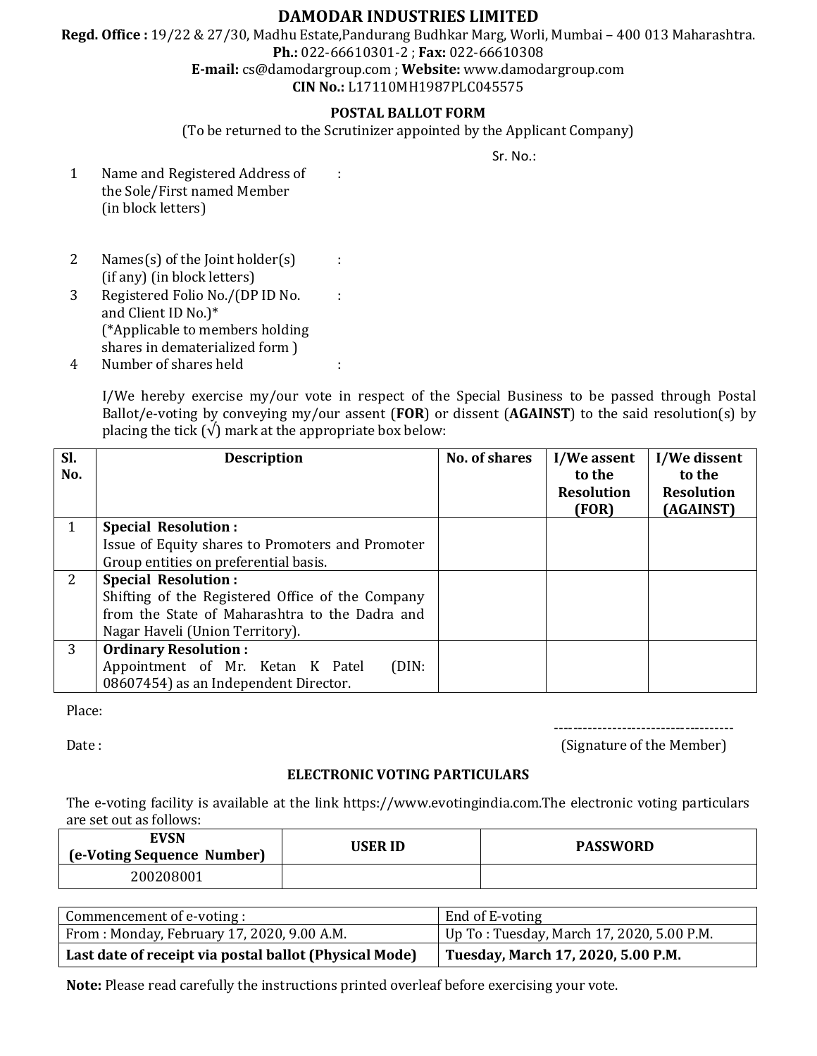# DAMODAR INDUSTRIES LIMITED

**Regd. Office :** 19/22 & 27/30, Madhu Estate,Pandurang Budhkar Marg, Worli, Mumbai – 400 013 Maharashtra.
**Ph.:** 022-66610301-2 ; **Fax:** 022-66610308
**E-mail:** cs@damodargroup.com ; **Website:** www.damodargroup.com
**CIN No.:** L17110MH1987PLC045575

## POSTAL BALLOT FORM

(To be returned to the Scrutinizer appointed by the Applicant Company)

Sr. No.:

1. Name and Registered Address of the Sole/First named Member (in block letters) :
2. Names(s) of the Joint holder(s) (if any) (in block letters) :
3. Registered Folio No./(DP ID No. and Client ID No.)* (*Applicable to members holding shares in dematerialized form ) :
4. Number of shares held :

I/We hereby exercise my/our vote in respect of the Special Business to be passed through Postal Ballot/e-voting by conveying my/our assent (**FOR**) or dissent (**AGAINST**) to the said resolution(s) by placing the tick (√) mark at the appropriate box below:

| Sl. No. | Description | No. of shares | I/We assent to the Resolution (FOR) | I/We dissent to the Resolution (AGAINST) |
|---|---|---|---|---|
| 1 | **Special Resolution :** Issue of Equity shares to Promoters and Promoter Group entities on preferential basis. | | | |
| 2 | **Special Resolution :** Shifting of the Registered Office of the Company from the State of Maharashtra to the Dadra and Nagar Haveli (Union Territory). | | | |
| 3 | **Ordinary Resolution :** Appointment of Mr. Ketan K Patel (DIN: 08607454) as an Independent Director. | | | |

Place:

Date :

-------------------------------------
(Signature of the Member)

### ELECTRONIC VOTING PARTICULARS

The e-voting facility is available at the link https://www.evotingindia.com.The electronic voting particulars are set out as follows:

| EVSN (e-Voting Sequence Number) | USER ID | PASSWORD |
|---|---|---|
| 200208001 | | |

| Commencement of e-voting : | End of E-voting |
|---|---|
| From : Monday, February 17, 2020, 9.00 A.M. | Up To : Tuesday, March 17, 2020, 5.00 P.M. |
| **Last date of receipt via postal ballot (Physical Mode)** | **Tuesday, March 17, 2020, 5.00 P.M.** |

**Note:** Please read carefully the instructions printed overleaf before exercising your vote.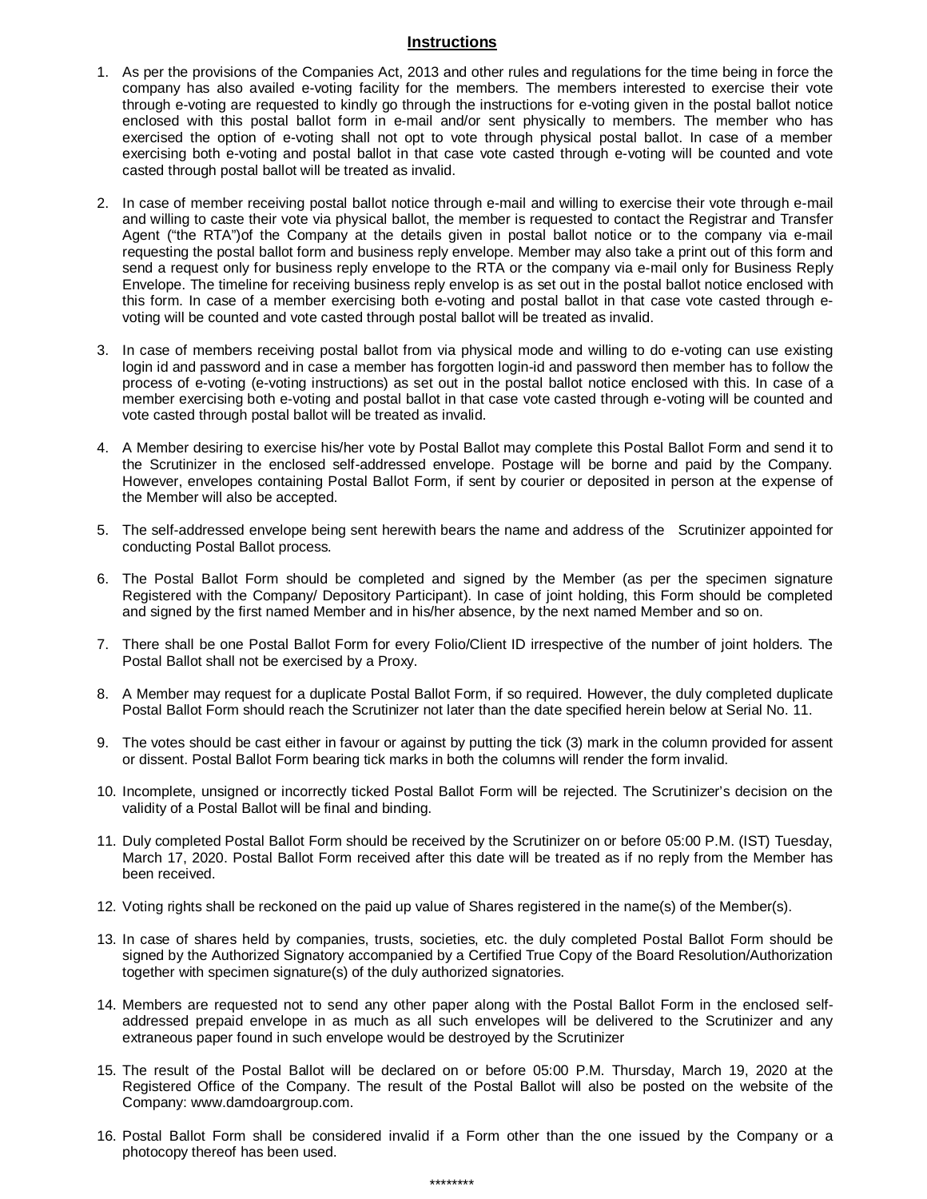## Instructions

1. As per the provisions of the Companies Act, 2013 and other rules and regulations for the time being in force the company has also availed e-voting facility for the members. The members interested to exercise their vote through e-voting are requested to kindly go through the instructions for e-voting given in the postal ballot notice enclosed with this postal ballot form in e-mail and/or sent physically to members. The member who has exercised the option of e-voting shall not opt to vote through physical postal ballot. In case of a member exercising both e-voting and postal ballot in that case vote casted through e-voting will be counted and vote casted through postal ballot will be treated as invalid.

2. In case of member receiving postal ballot notice through e-mail and willing to exercise their vote through e-mail and willing to caste their vote via physical ballot, the member is requested to contact the Registrar and Transfer Agent ("the RTA")of the Company at the details given in postal ballot notice or to the company via e-mail requesting the postal ballot form and business reply envelope. Member may also take a print out of this form and send a request only for business reply envelope to the RTA or the company via e-mail only for Business Reply Envelope. The timeline for receiving business reply envelop is as set out in the postal ballot notice enclosed with this form. In case of a member exercising both e-voting and postal ballot in that case vote casted through e-voting will be counted and vote casted through postal ballot will be treated as invalid.

3. In case of members receiving postal ballot from via physical mode and willing to do e-voting can use existing login id and password and in case a member has forgotten login-id and password then member has to follow the process of e-voting (e-voting instructions) as set out in the postal ballot notice enclosed with this. In case of a member exercising both e-voting and postal ballot in that case vote casted through e-voting will be counted and vote casted through postal ballot will be treated as invalid.

4. A Member desiring to exercise his/her vote by Postal Ballot may complete this Postal Ballot Form and send it to the Scrutinizer in the enclosed self-addressed envelope. Postage will be borne and paid by the Company. However, envelopes containing Postal Ballot Form, if sent by courier or deposited in person at the expense of the Member will also be accepted.

5. The self-addressed envelope being sent herewith bears the name and address of the Scrutinizer appointed for conducting Postal Ballot process.

6. The Postal Ballot Form should be completed and signed by the Member (as per the specimen signature Registered with the Company/ Depository Participant). In case of joint holding, this Form should be completed and signed by the first named Member and in his/her absence, by the next named Member and so on.

7. There shall be one Postal Ballot Form for every Folio/Client ID irrespective of the number of joint holders. The Postal Ballot shall not be exercised by a Proxy.

8. A Member may request for a duplicate Postal Ballot Form, if so required. However, the duly completed duplicate Postal Ballot Form should reach the Scrutinizer not later than the date specified herein below at Serial No. 11.

9. The votes should be cast either in favour or against by putting the tick (3) mark in the column provided for assent or dissent. Postal Ballot Form bearing tick marks in both the columns will render the form invalid.

10. Incomplete, unsigned or incorrectly ticked Postal Ballot Form will be rejected. The Scrutinizer's decision on the validity of a Postal Ballot will be final and binding.

11. Duly completed Postal Ballot Form should be received by the Scrutinizer on or before 05:00 P.M. (IST) Tuesday, March 17, 2020. Postal Ballot Form received after this date will be treated as if no reply from the Member has been received.

12. Voting rights shall be reckoned on the paid up value of Shares registered in the name(s) of the Member(s).

13. In case of shares held by companies, trusts, societies, etc. the duly completed Postal Ballot Form should be signed by the Authorized Signatory accompanied by a Certified True Copy of the Board Resolution/Authorization together with specimen signature(s) of the duly authorized signatories.

14. Members are requested not to send any other paper along with the Postal Ballot Form in the enclosed self-addressed prepaid envelope in as much as all such envelopes will be delivered to the Scrutinizer and any extraneous paper found in such envelope would be destroyed by the Scrutinizer

15. The result of the Postal Ballot will be declared on or before 05:00 P.M. Thursday, March 19, 2020 at the Registered Office of the Company. The result of the Postal Ballot will also be posted on the website of the Company: www.damdoargroup.com.

16. Postal Ballot Form shall be considered invalid if a Form other than the one issued by the Company or a photocopy thereof has been used.

********